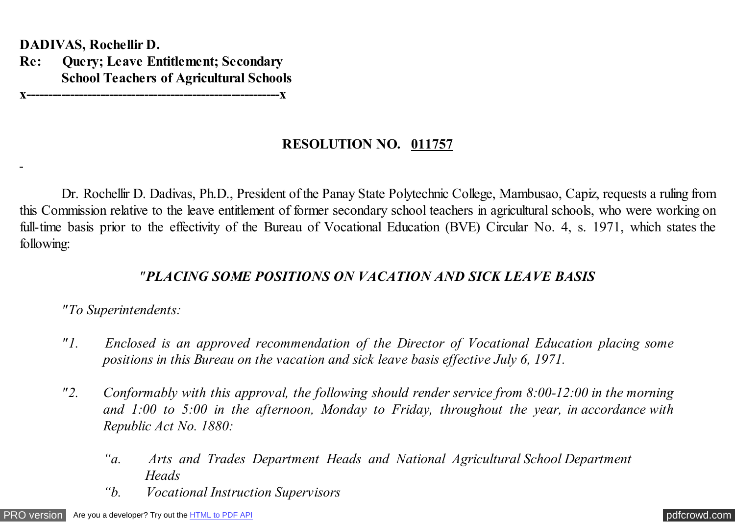**DADIVAS, Rochellir D.**
**Re: Query; Leave Entitlement; Secondary School Teachers of Agricultural Schools**
**x--------------------------------------------------------x**

## RESOLUTION NO. 011757

Dr. Rochellir D. Dadivas, Ph.D., President of the Panay State Polytechnic College, Mambusao, Capiz, requests a ruling from this Commission relative to the leave entitlement of former secondary school teachers in agricultural schools, who were working on full-time basis prior to the effectivity of the Bureau of Vocational Education (BVE) Circular No. 4, s. 1971, which states the following:

***"PLACING SOME POSITIONS ON VACATION AND SICK LEAVE BASIS***

*"To Superintendents:*

*"1. Enclosed is an approved recommendation of the Director of Vocational Education placing some positions in this Bureau on the vacation and sick leave basis effective July 6, 1971.*

*"2. Conformably with this approval, the following should render service from 8:00-12:00 in the morning and 1:00 to 5:00 in the afternoon, Monday to Friday, throughout the year, in accordance with Republic Act No. 1880:*

*"a. Arts and Trades Department Heads and National Agricultural School Department Heads*

*"b. Vocational Instruction Supervisors*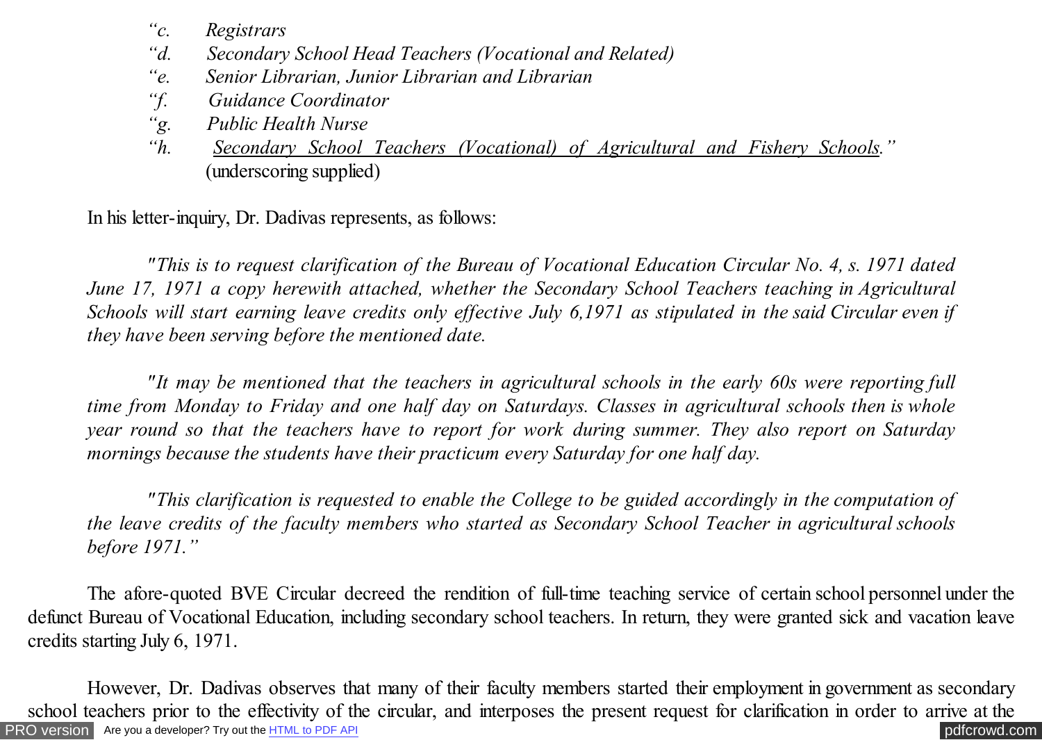*"c. Registrars*

*"d. Secondary School Head Teachers (Vocational and Related)*

*"e. Senior Librarian, Junior Librarian and Librarian*

*"f. Guidance Coordinator*

*"g. Public Health Nurse*

*"h. <u>Secondary School Teachers (Vocational) of Agricultural and Fishery Schools</u>."* (underscoring supplied)

In his letter-inquiry, Dr. Dadivas represents, as follows:

*"This is to request clarification of the Bureau of Vocational Education Circular No. 4, s. 1971 dated June 17, 1971 a copy herewith attached, whether the Secondary School Teachers teaching in Agricultural Schools will start earning leave credits only effective July 6,1971 as stipulated in the said Circular even if they have been serving before the mentioned date.*

*"It may be mentioned that the teachers in agricultural schools in the early 60s were reporting full time from Monday to Friday and one half day on Saturdays. Classes in agricultural schools then is whole year round so that the teachers have to report for work during summer. They also report on Saturday mornings because the students have their practicum every Saturday for one half day.*

*"This clarification is requested to enable the College to be guided accordingly in the computation of the leave credits of the faculty members who started as Secondary School Teacher in agricultural schools before 1971."*

The afore-quoted BVE Circular decreed the rendition of full-time teaching service of certain school personnel under the defunct Bureau of Vocational Education, including secondary school teachers. In return, they were granted sick and vacation leave credits starting July 6, 1971.

However, Dr. Dadivas observes that many of their faculty members started their employment in government as secondary school teachers prior to the effectivity of the circular, and interposes the present request for clarification in order to arrive at the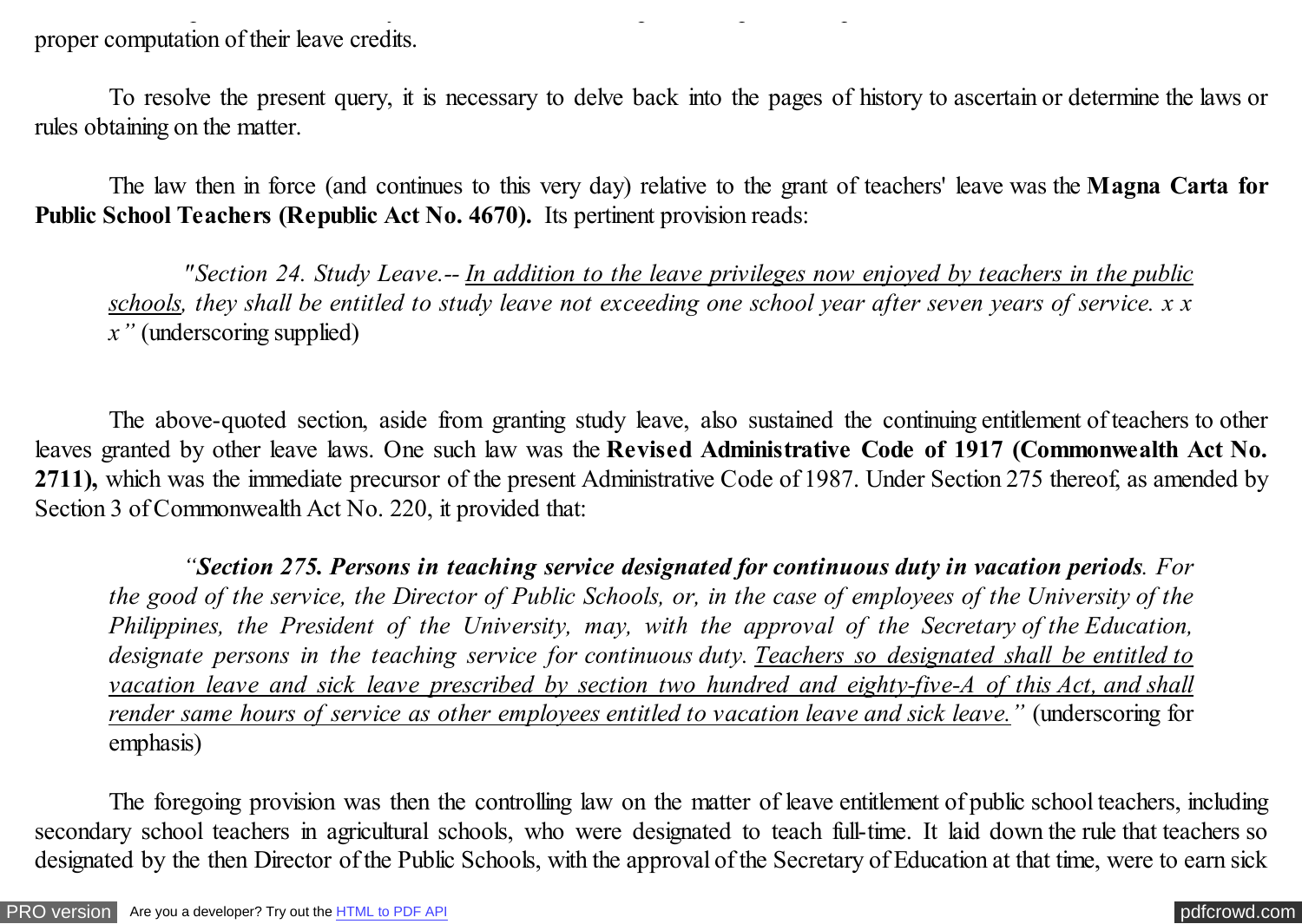proper computation of their leave credits.

To resolve the present query, it is necessary to delve back into the pages of history to ascertain or determine the laws or rules obtaining on the matter.

The law then in force (and continues to this very day) relative to the grant of teachers' leave was the **Magna Carta for Public School Teachers (Republic Act No. 4670).** Its pertinent provision reads:

> *"Section 24. Study Leave.-- In addition to the leave privileges now enjoyed by teachers in the public schools, they shall be entitled to study leave not exceeding one school year after seven years of service. x x x"* (underscoring supplied)

The above-quoted section, aside from granting study leave, also sustained the continuing entitlement of teachers to other leaves granted by other leave laws. One such law was the **Revised Administrative Code of 1917 (Commonwealth Act No. 2711),** which was the immediate precursor of the present Administrative Code of 1987. Under Section 275 thereof, as amended by Section 3 of Commonwealth Act No. 220, it provided that:

> *"**Section 275. Persons in teaching service designated for continuous duty in vacation periods**. For the good of the service, the Director of Public Schools, or, in the case of employees of the University of the Philippines, the President of the University, may, with the approval of the Secretary of the Education, designate persons in the teaching service for continuous duty. Teachers so designated shall be entitled to vacation leave and sick leave prescribed by section two hundred and eighty-five-A of this Act, and shall render same hours of service as other employees entitled to vacation leave and sick leave."* (underscoring for emphasis)

The foregoing provision was then the controlling law on the matter of leave entitlement of public school teachers, including secondary school teachers in agricultural schools, who were designated to teach full-time. It laid down the rule that teachers so designated by the then Director of the Public Schools, with the approval of the Secretary of Education at that time, were to earn sick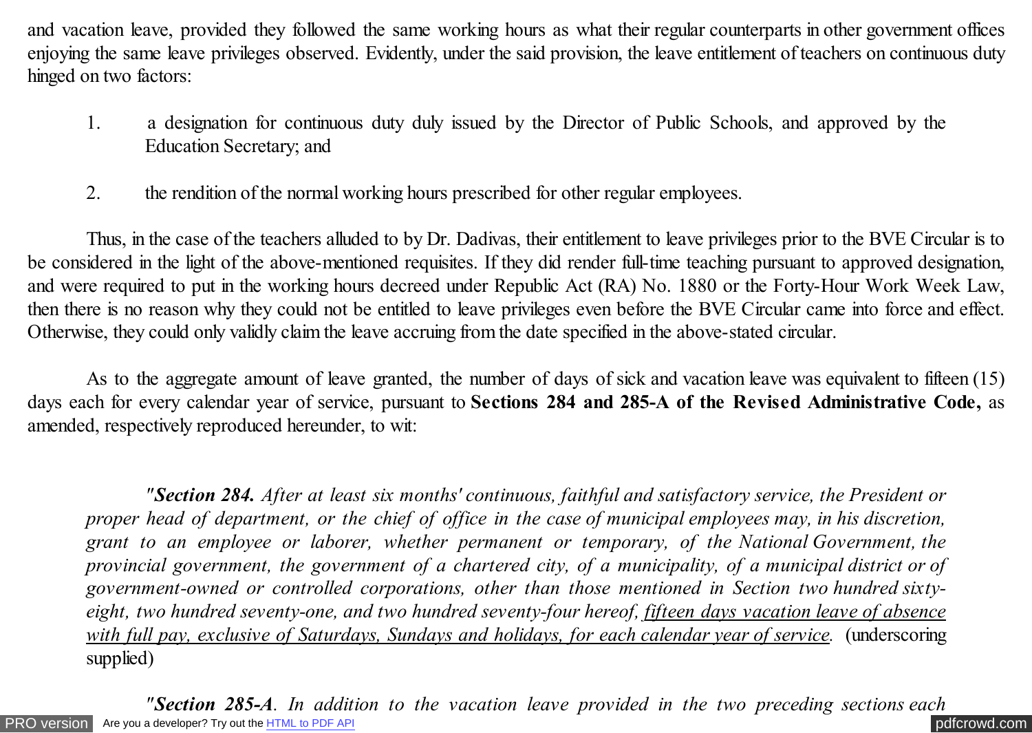and vacation leave, provided they followed the same working hours as what their regular counterparts in other government offices enjoying the same leave privileges observed. Evidently, under the said provision, the leave entitlement of teachers on continuous duty hinged on two factors:

1. a designation for continuous duty duly issued by the Director of Public Schools, and approved by the Education Secretary; and

2. the rendition of the normal working hours prescribed for other regular employees.

Thus, in the case of the teachers alluded to by Dr. Dadivas, their entitlement to leave privileges prior to the BVE Circular is to be considered in the light of the above-mentioned requisites. If they did render full-time teaching pursuant to approved designation, and were required to put in the working hours decreed under Republic Act (RA) No. 1880 or the Forty-Hour Work Week Law, then there is no reason why they could not be entitled to leave privileges even before the BVE Circular came into force and effect. Otherwise, they could only validly claim the leave accruing from the date specified in the above-stated circular.

As to the aggregate amount of leave granted, the number of days of sick and vacation leave was equivalent to fifteen (15) days each for every calendar year of service, pursuant to **Sections 284 and 285-A of the Revised Administrative Code,** as amended, respectively reproduced hereunder, to wit:

> *"**Section 284.** After at least six months' continuous, faithful and satisfactory service, the President or proper head of department, or the chief of office in the case of municipal employees may, in his discretion, grant to an employee or laborer, whether permanent or temporary, of the National Government, the provincial government, the government of a chartered city, of a municipality, of a municipal district or of government-owned or controlled corporations, other than those mentioned in Section two hundred sixty-eight, two hundred seventy-one, and two hundred seventy-four hereof, <u>fifteen days vacation leave of absence with full pay, exclusive of Saturdays, Sundays and holidays, for each calendar year of service</u>.* (underscoring supplied)

> *"**Section 285-A**. In addition to the vacation leave provided in the two preceding sections each*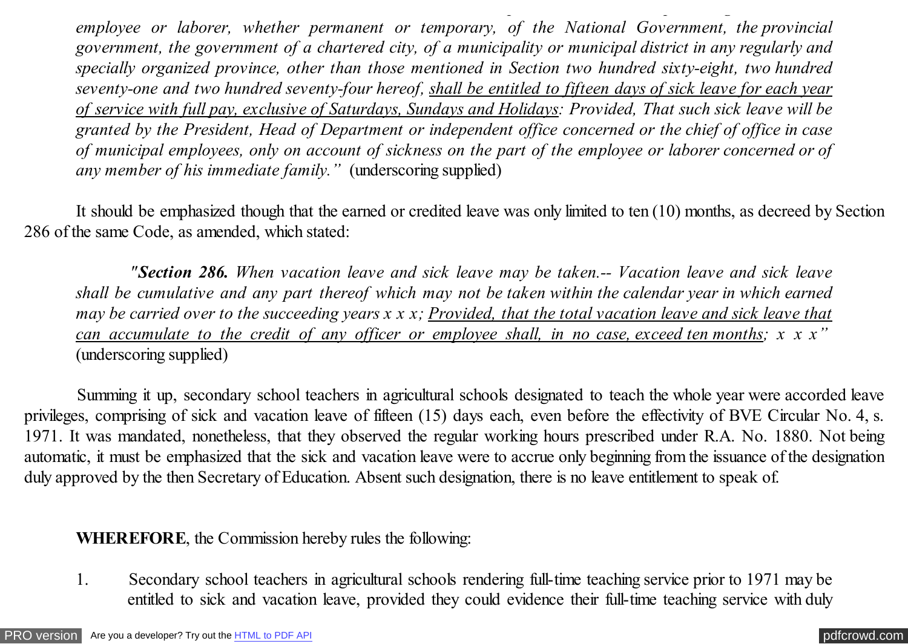*employee or laborer, whether permanent or temporary, of the National Government, the provincial government, the government of a chartered city, of a municipality or municipal district in any regularly and specially organized province, other than those mentioned in Section two hundred sixty-eight, two hundred seventy-one and two hundred seventy-four hereof, shall be entitled to fifteen days of sick leave for each year of service with full pay, exclusive of Saturdays, Sundays and Holidays: Provided, That such sick leave will be granted by the President, Head of Department or independent office concerned or the chief of office in case of municipal employees, only on account of sickness on the part of the employee or laborer concerned or of any member of his immediate family."* (underscoring supplied)

It should be emphasized though that the earned or credited leave was only limited to ten (10) months, as decreed by Section 286 of the same Code, as amended, which stated:

*"**Section 286.** When vacation leave and sick leave may be taken.-- Vacation leave and sick leave shall be cumulative and any part thereof which may not be taken within the calendar year in which earned may be carried over to the succeeding years x x x; Provided, that the total vacation leave and sick leave that can accumulate to the credit of any officer or employee shall, in no case, exceed ten months; x x x"* (underscoring supplied)

Summing it up, secondary school teachers in agricultural schools designated to teach the whole year were accorded leave privileges, comprising of sick and vacation leave of fifteen (15) days each, even before the effectivity of BVE Circular No. 4, s. 1971. It was mandated, nonetheless, that they observed the regular working hours prescribed under R.A. No. 1880. Not being automatic, it must be emphasized that the sick and vacation leave were to accrue only beginning from the issuance of the designation duly approved by the then Secretary of Education. Absent such designation, there is no leave entitlement to speak of.

**WHEREFORE**, the Commission hereby rules the following:

1. Secondary school teachers in agricultural schools rendering full-time teaching service prior to 1971 may be entitled to sick and vacation leave, provided they could evidence their full-time teaching service with duly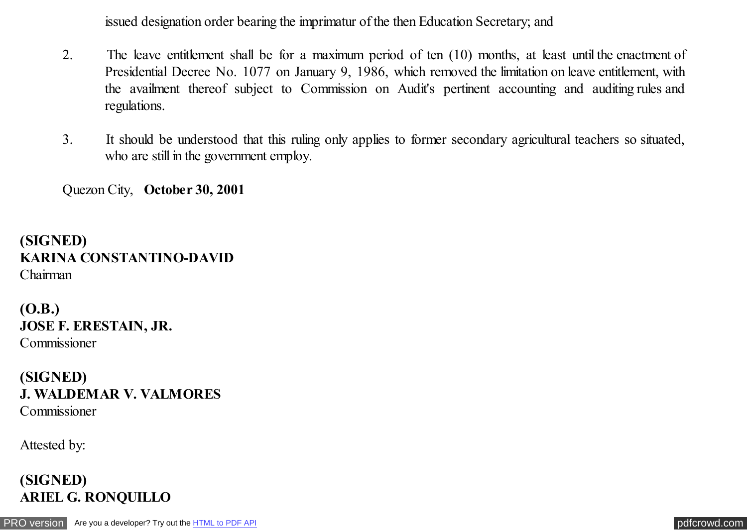issued designation order bearing the imprimatur of the then Education Secretary; and

2. The leave entitlement shall be for a maximum period of ten (10) months, at least until the enactment of Presidential Decree No. 1077 on January 9, 1986, which removed the limitation on leave entitlement, with the availment thereof subject to Commission on Audit's pertinent accounting and auditing rules and regulations.

3. It should be understood that this ruling only applies to former secondary agricultural teachers so situated, who are still in the government employ.

Quezon City, **October 30, 2001**

**(SIGNED)**
**KARINA CONSTANTINO-DAVID**
Chairman

**(O.B.)**
**JOSE F. ERESTAIN, JR.**
Commissioner

**(SIGNED)**
**J. WALDEMAR V. VALMORES**
Commissioner

Attested by:

**(SIGNED)**
**ARIEL G. RONQUILLO**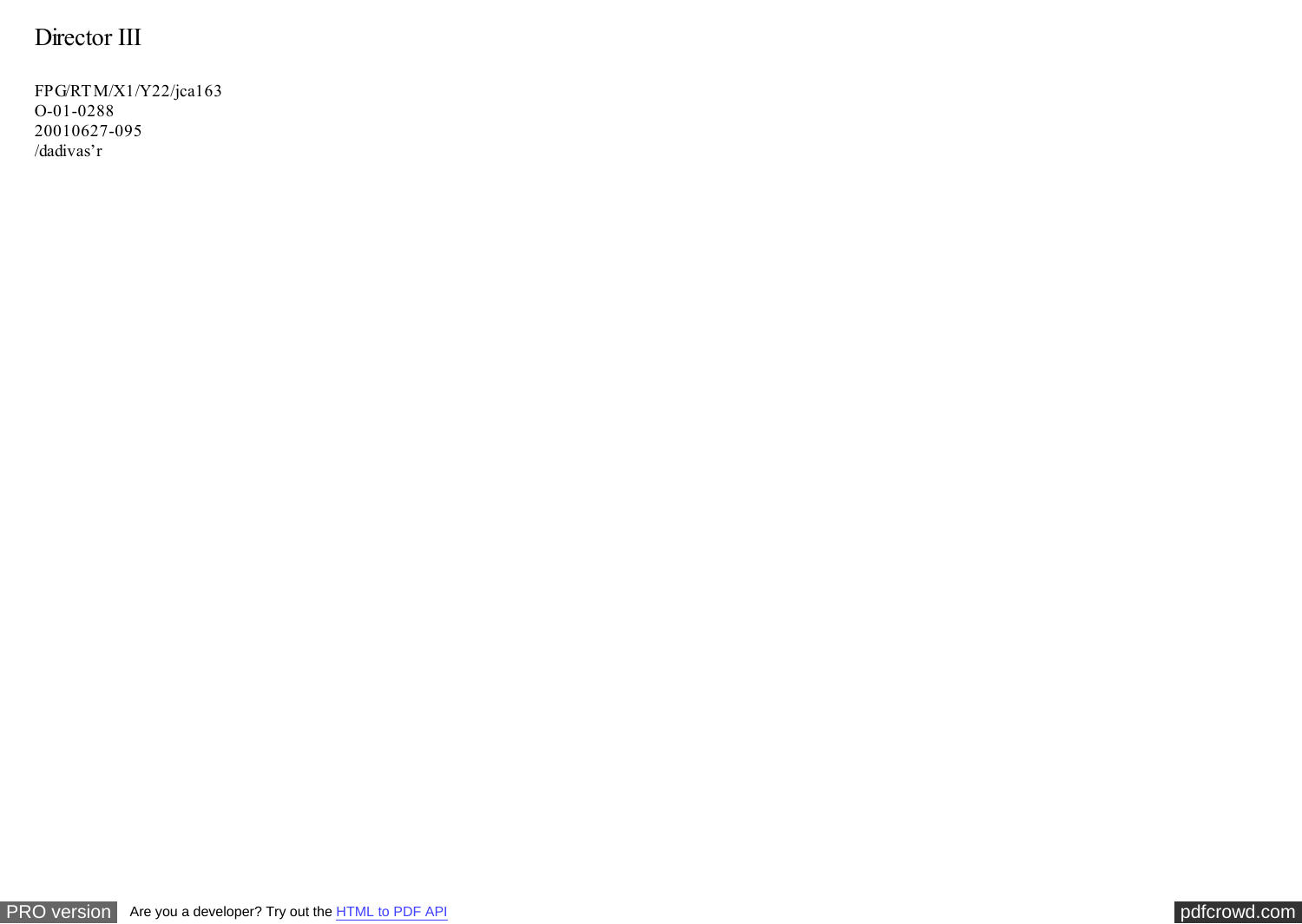Director III

FPG/RTM/X1/Y22/jca163
O-01-0288
20010627-095
/dadivas'r